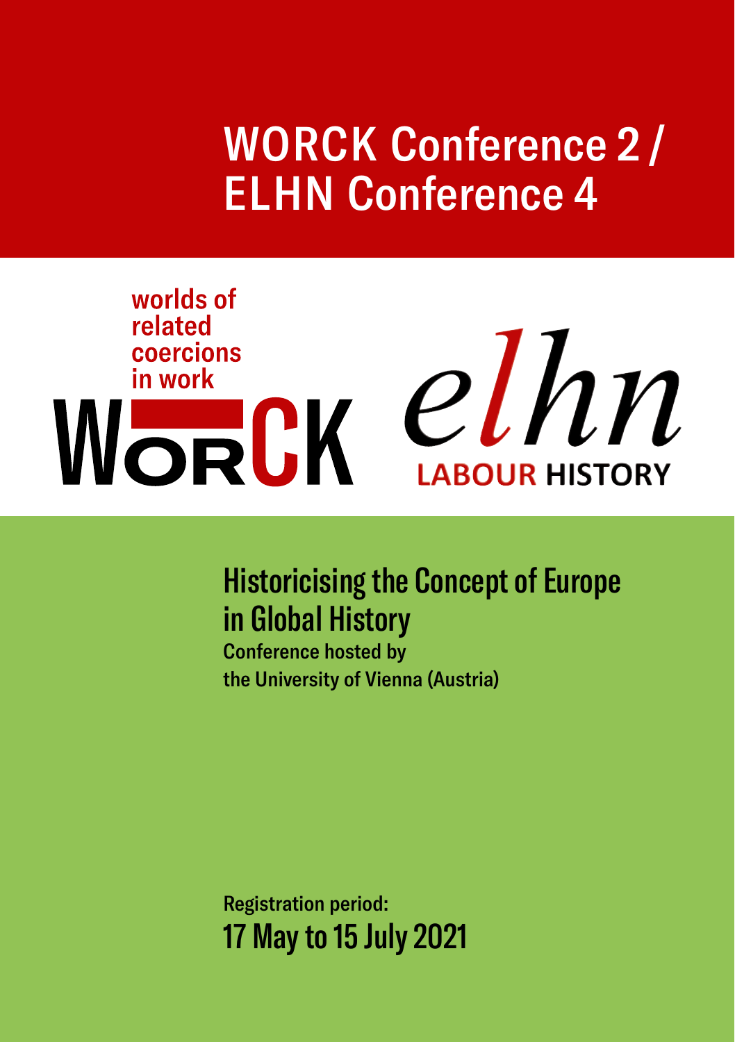# WORCK Conference 2 / ELHN Conference 4

worlds of related coercions in work

WORCK

elhn

LABOUR HISTORY

## Historicising the Concept of Europe in Global History

**Conference hosted by the University of Vienna (Austria)**

**Registration period:**

17 May to 15 July 2021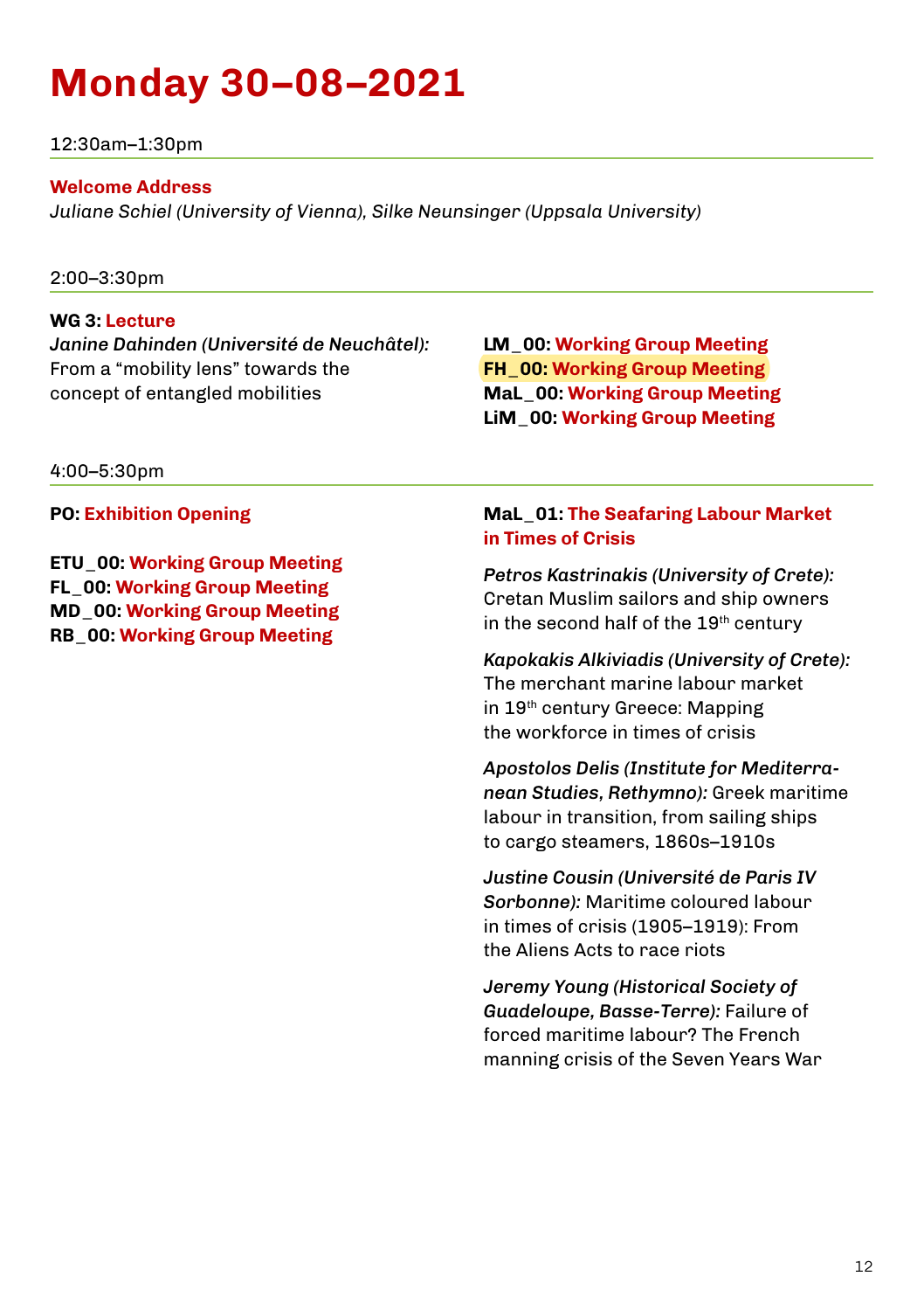# Monday 30–08–2021

12:30am–1:30pm

**Welcome Address**
*Juliane Schiel (University of Vienna), Silke Neunsinger (Uppsala University)*

2:00–3:30pm

**WG 3: Lecture**
***Janine Dahinden (Université de Neuchâtel):*** From a "mobility lens" towards the concept of entangled mobilities

**LM_00: Working Group Meeting**
**FH_00: Working Group Meeting**
**MaL_00: Working Group Meeting**
**LiM_00: Working Group Meeting**

4:00–5:30pm

**PO: Exhibition Opening**

**ETU_00: Working Group Meeting**
**FL_00: Working Group Meeting**
**MD_00: Working Group Meeting**
**RB_00: Working Group Meeting**

**MaL_01: The Seafaring Labour Market in Times of Crisis**

***Petros Kastrinakis (University of Crete):*** Cretan Muslim sailors and ship owners in the second half of the 19th century

***Kapokakis Alkiviadis (University of Crete):*** The merchant marine labour market in 19th century Greece: Mapping the workforce in times of crisis

***Apostolos Delis (Institute for Mediterranean Studies, Rethymno):*** Greek maritime labour in transition, from sailing ships to cargo steamers, 1860s–1910s

***Justine Cousin (Université de Paris IV Sorbonne):*** Maritime coloured labour in times of crisis (1905–1919): From the Aliens Acts to race riots

***Jeremy Young (Historical Society of Guadeloupe, Basse-Terre):*** Failure of forced maritime labour? The French manning crisis of the Seven Years War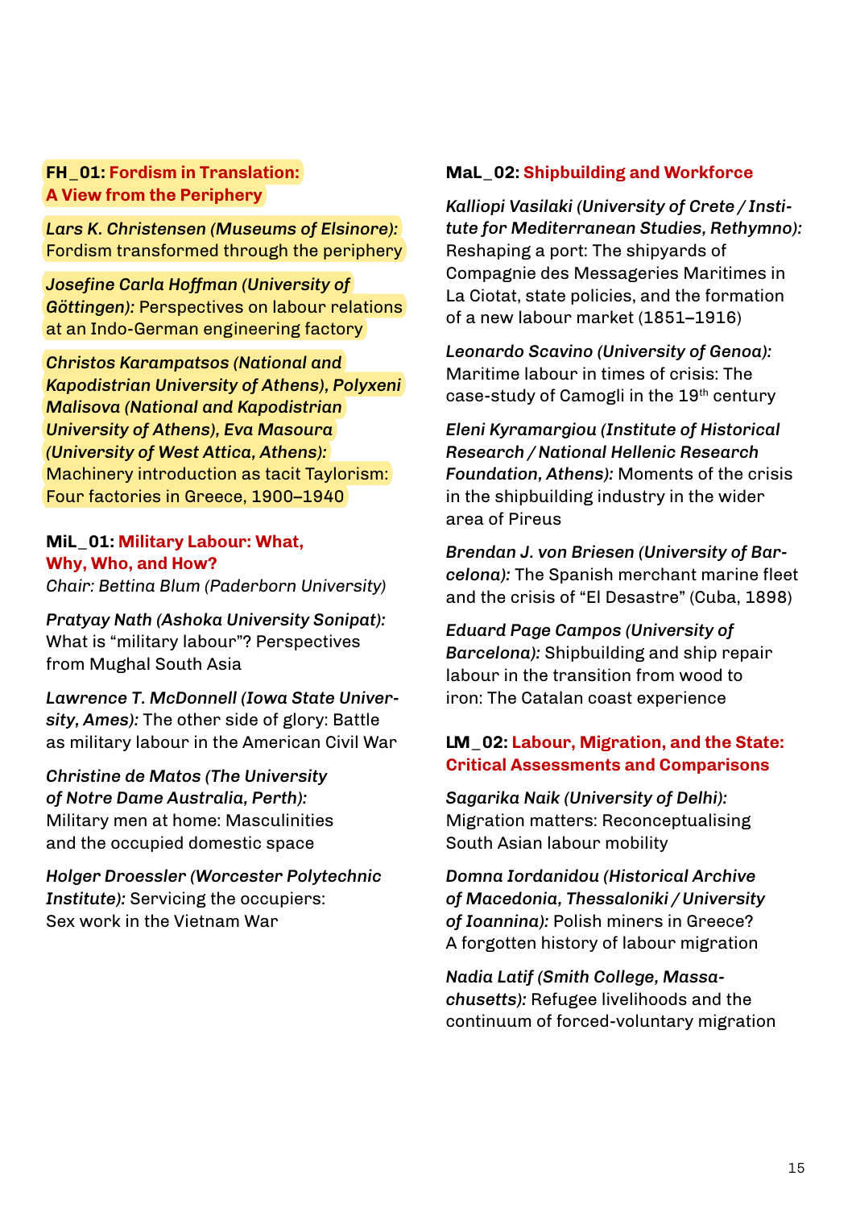## FH_01: Fordism in Translation: A View from the Periphery

*Lars K. Christensen (Museums of Elsinore):* Fordism transformed through the periphery

*Josefine Carla Hoffman (University of Göttingen):* Perspectives on labour relations at an Indo-German engineering factory

*Christos Karampatsos (National and Kapodistrian University of Athens), Polyxeni Malisova (National and Kapodistrian University of Athens), Eva Masoura (University of West Attica, Athens):* Machinery introduction as tacit Taylorism: Four factories in Greece, 1900–1940

## MiL_01: Military Labour: What, Why, Who, and How?

*Chair: Bettina Blum (Paderborn University)*

*Pratyay Nath (Ashoka University Sonipat):* What is "military labour"? Perspectives from Mughal South Asia

*Lawrence T. McDonnell (Iowa State University, Ames):* The other side of glory: Battle as military labour in the American Civil War

*Christine de Matos (The University of Notre Dame Australia, Perth):* Military men at home: Masculinities and the occupied domestic space

*Holger Droessler (Worcester Polytechnic Institute):* Servicing the occupiers: Sex work in the Vietnam War

## MaL_02: Shipbuilding and Workforce

*Kalliopi Vasilaki (University of Crete / Institute for Mediterranean Studies, Rethymno):* Reshaping a port: The shipyards of Compagnie des Messageries Maritimes in La Ciotat, state policies, and the formation of a new labour market (1851–1916)

*Leonardo Scavino (University of Genoa):* Maritime labour in times of crisis: The case-study of Camogli in the 19th century

*Eleni Kyramargiou (Institute of Historical Research / National Hellenic Research Foundation, Athens):* Moments of the crisis in the shipbuilding industry in the wider area of Pireus

*Brendan J. von Briesen (University of Barcelona):* The Spanish merchant marine fleet and the crisis of "El Desastre" (Cuba, 1898)

*Eduard Page Campos (University of Barcelona):* Shipbuilding and ship repair labour in the transition from wood to iron: The Catalan coast experience

## LM_02: Labour, Migration, and the State: Critical Assessments and Comparisons

*Sagarika Naik (University of Delhi):* Migration matters: Reconceptualising South Asian labour mobility

*Domna Iordanidou (Historical Archive of Macedonia, Thessaloniki / University of Ioannina):* Polish miners in Greece? A forgotten history of labour migration

*Nadia Latif (Smith College, Massachusetts):* Refugee livelihoods and the continuum of forced-voluntary migration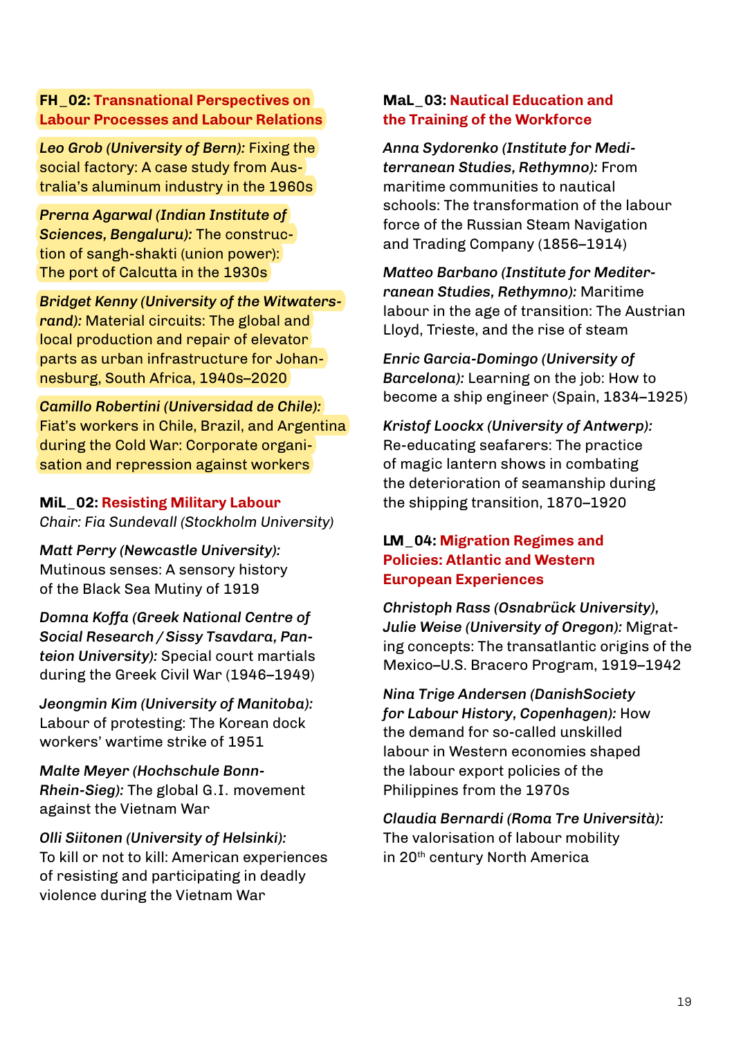### FH_02: Transnational Perspectives on Labour Processes and Labour Relations

*Leo Grob (University of Bern):* Fixing the social factory: A case study from Australia's aluminum industry in the 1960s

*Prerna Agarwal (Indian Institute of Sciences, Bengaluru):* The construction of sangh-shakti (union power): The port of Calcutta in the 1930s

*Bridget Kenny (University of the Witwatersrand):* Material circuits: The global and local production and repair of elevator parts as urban infrastructure for Johannesburg, South Africa, 1940s–2020

*Camillo Robertini (Universidad de Chile):* Fiat's workers in Chile, Brazil, and Argentina during the Cold War: Corporate organisation and repression against workers

### MiL_02: Resisting Military Labour

*Chair: Fia Sundevall (Stockholm University)*

*Matt Perry (Newcastle University):* Mutinous senses: A sensory history of the Black Sea Mutiny of 1919

*Domna Koffa (Greek National Centre of Social Research / Sissy Tsavdara, Panteion University):* Special court martials during the Greek Civil War (1946–1949)

*Jeongmin Kim (University of Manitoba):* Labour of protesting: The Korean dock workers' wartime strike of 1951

*Malte Meyer (Hochschule Bonn-Rhein-Sieg):* The global G.I. movement against the Vietnam War

*Olli Siitonen (University of Helsinki):* To kill or not to kill: American experiences of resisting and participating in deadly violence during the Vietnam War

### MaL_03: Nautical Education and the Training of the Workforce

*Anna Sydorenko (Institute for Mediterranean Studies, Rethymno):* From maritime communities to nautical schools: The transformation of the labour force of the Russian Steam Navigation and Trading Company (1856–1914)

*Matteo Barbano (Institute for Mediterranean Studies, Rethymno):* Maritime labour in the age of transition: The Austrian Lloyd, Trieste, and the rise of steam

*Enric Garcia-Domingo (University of Barcelona):* Learning on the job: How to become a ship engineer (Spain, 1834–1925)

*Kristof Loockx (University of Antwerp):* Re-educating seafarers: The practice of magic lantern shows in combating the deterioration of seamanship during the shipping transition, 1870–1920

### LM_04: Migration Regimes and Policies: Atlantic and Western European Experiences

*Christoph Rass (Osnabrück University), Julie Weise (University of Oregon):* Migrating concepts: The transatlantic origins of the Mexico–U.S. Bracero Program, 1919–1942

*Nina Trige Andersen (DanishSociety for Labour History, Copenhagen):* How the demand for so-called unskilled labour in Western economies shaped the labour export policies of the Philippines from the 1970s

*Claudia Bernardi (Roma Tre Università):* The valorisation of labour mobility in 20th century North America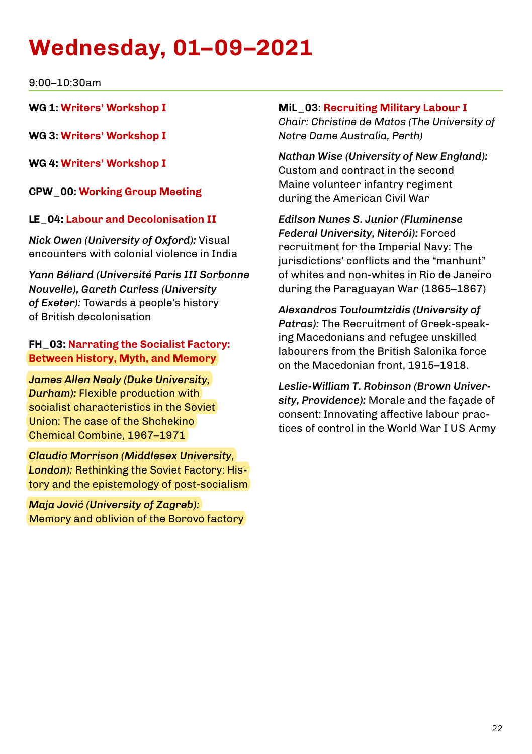# Wednesday, 01–09–2021

9:00–10:30am

**WG 1: Writers' Workshop I**

**WG 3: Writers' Workshop I**

**WG 4: Writers' Workshop I**

**CPW_00: Working Group Meeting**

**LE_04: Labour and Decolonisation II**

*Nick Owen (University of Oxford):* Visual encounters with colonial violence in India

*Yann Béliard (Université Paris III Sorbonne Nouvelle), Gareth Curless (University of Exeter):* Towards a people's history of British decolonisation

**FH_03: Narrating the Socialist Factory: Between History, Myth, and Memory**

*James Allen Nealy (Duke University, Durham):* Flexible production with socialist characteristics in the Soviet Union: The case of the Shchekino Chemical Combine, 1967–1971

*Claudio Morrison (Middlesex University, London):* Rethinking the Soviet Factory: History and the epistemology of post-socialism

*Maja Jović (University of Zagreb):* Memory and oblivion of the Borovo factory

**MiL_03: Recruiting Military Labour I**
*Chair: Christine de Matos (The University of Notre Dame Australia, Perth)*

*Nathan Wise (University of New England):* Custom and contract in the second Maine volunteer infantry regiment during the American Civil War

*Edilson Nunes S. Junior (Fluminense Federal University, Niterói):* Forced recruitment for the Imperial Navy: The jurisdictions' conflicts and the "manhunt" of whites and non-whites in Rio de Janeiro during the Paraguayan War (1865–1867)

*Alexandros Touloumtzidis (University of Patras):* The Recruitment of Greek-speaking Macedonians and refugee unskilled labourers from the British Salonika force on the Macedonian front, 1915–1918.

*Leslie-William T. Robinson (Brown University, Providence):* Morale and the façade of consent: Innovating affective labour practices of control in the World War I US Army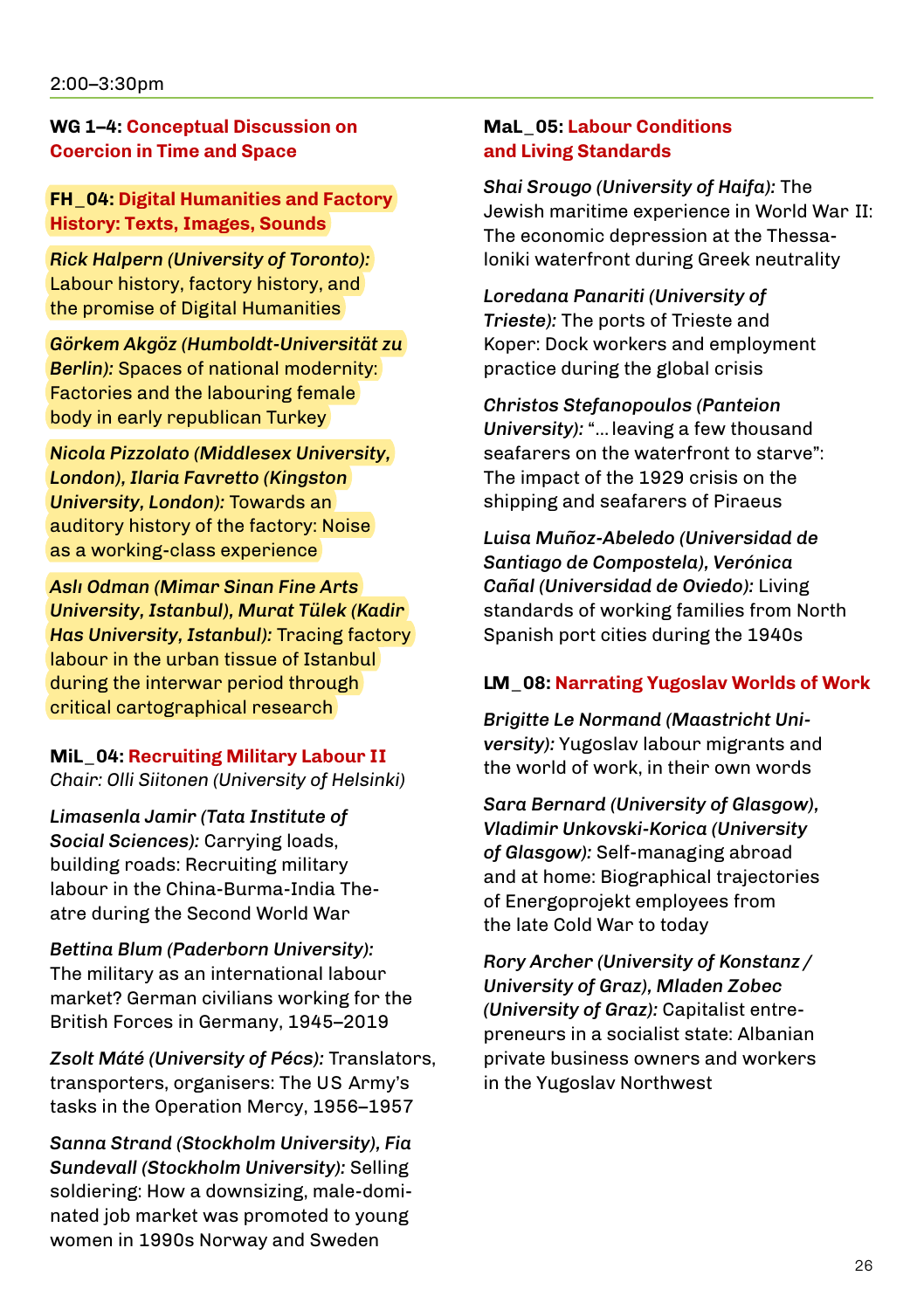2:00–3:30pm

**WG 1–4: Conceptual Discussion on Coercion in Time and Space**

**FH_04: Digital Humanities and Factory History: Texts, Images, Sounds**

*Rick Halpern (University of Toronto):* Labour history, factory history, and the promise of Digital Humanities

*Görkem Akgöz (Humboldt-Universität zu Berlin):* Spaces of national modernity: Factories and the labouring female body in early republican Turkey

*Nicola Pizzolato (Middlesex University, London), Ilaria Favretto (Kingston University, London):* Towards an auditory history of the factory: Noise as a working-class experience

*Aslı Odman (Mimar Sinan Fine Arts University, Istanbul), Murat Tülek (Kadir Has University, Istanbul):* Tracing factory labour in the urban tissue of Istanbul during the interwar period through critical cartographical research

**MiL_04: Recruiting Military Labour II**
*Chair: Olli Siitonen (University of Helsinki)*

*Limasenla Jamir (Tata Institute of Social Sciences):* Carrying loads, building roads: Recruiting military labour in the China-Burma-India Theatre during the Second World War

*Bettina Blum (Paderborn University):* The military as an international labour market? German civilians working for the British Forces in Germany, 1945–2019

*Zsolt Máté (University of Pécs):* Translators, transporters, organisers: The US Army's tasks in the Operation Mercy, 1956–1957

*Sanna Strand (Stockholm University), Fia Sundevall (Stockholm University):* Selling soldiering: How a downsizing, male-dominated job market was promoted to young women in 1990s Norway and Sweden

**MaL_05: Labour Conditions and Living Standards**

*Shai Srougo (University of Haifa):* The Jewish maritime experience in World War II: The economic depression at the Thessaloniki waterfront during Greek neutrality

*Loredana Panariti (University of Trieste):* The ports of Trieste and Koper: Dock workers and employment practice during the global crisis

*Christos Stefanopoulos (Panteion University):* "… leaving a few thousand seafarers on the waterfront to starve": The impact of the 1929 crisis on the shipping and seafarers of Piraeus

*Luisa Muñoz-Abeledo (Universidad de Santiago de Compostela), Verónica Cañal (Universidad de Oviedo):* Living standards of working families from North Spanish port cities during the 1940s

**LM_08: Narrating Yugoslav Worlds of Work**

*Brigitte Le Normand (Maastricht University):* Yugoslav labour migrants and the world of work, in their own words

*Sara Bernard (University of Glasgow), Vladimir Unkovski-Korica (University of Glasgow):* Self-managing abroad and at home: Biographical trajectories of Energoprojekt employees from the late Cold War to today

*Rory Archer (University of Konstanz / University of Graz), Mladen Zobec (University of Graz):* Capitalist entrepreneurs in a socialist state: Albanian private business owners and workers in the Yugoslav Northwest